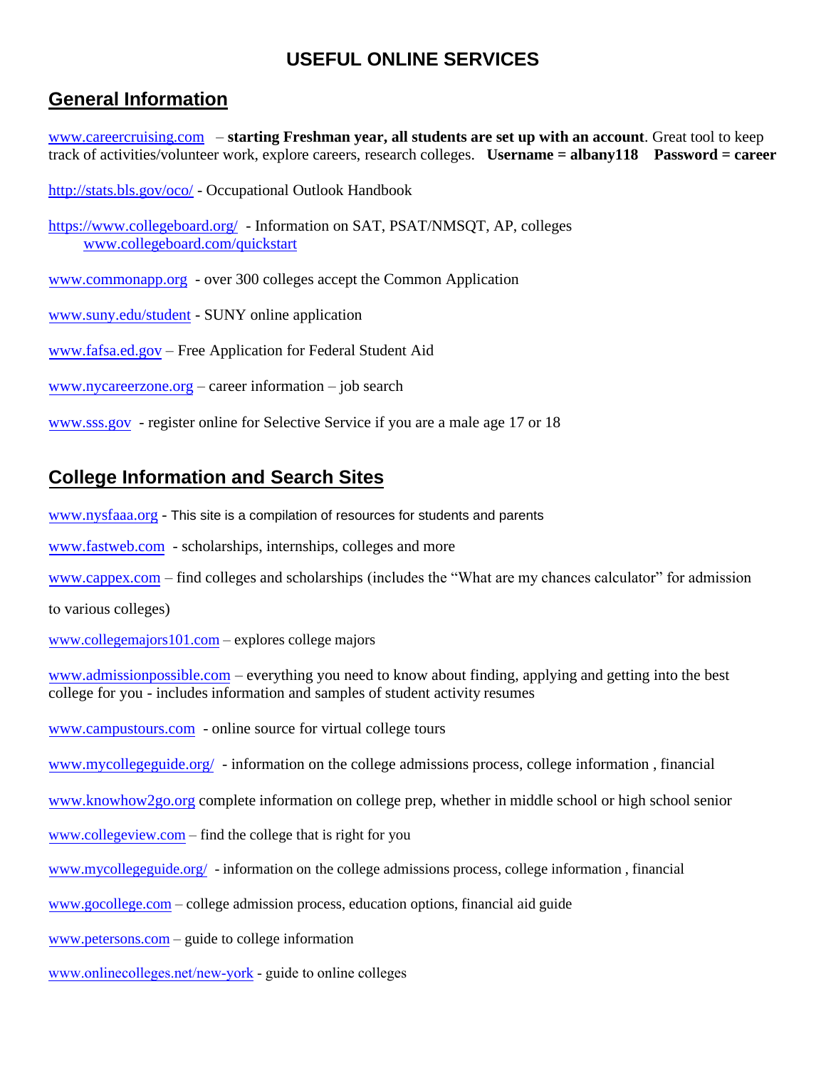# USEFUL ONLINE SERVICES

## General Information

www.careercruising.com – **starting Freshman year, all students are set up with an account**. Great tool to keep track of activities/volunteer work, explore careers, research colleges. **Username = albany118 Password = career**

http://stats.bls.gov/oco/ - Occupational Outlook Handbook

https://www.collegeboard.org/ - Information on SAT, PSAT/NMSQT, AP, colleges
www.collegeboard.com/quickstart

www.commonapp.org - over 300 colleges accept the Common Application

www.suny.edu/student - SUNY online application

www.fafsa.ed.gov – Free Application for Federal Student Aid

www.nycareerzone.org – career information – job search

www.sss.gov - register online for Selective Service if you are a male age 17 or 18

## College Information and Search Sites

www.nysfaaa.org - This site is a compilation of resources for students and parents

www.fastweb.com - scholarships, internships, colleges and more

www.cappex.com – find colleges and scholarships (includes the "What are my chances calculator" for admission to various colleges)

www.collegemajors101.com – explores college majors

www.admissionpossible.com – everything you need to know about finding, applying and getting into the best college for you - includes information and samples of student activity resumes

www.campustours.com - online source for virtual college tours

www.mycollegeguide.org/ - information on the college admissions process, college information , financial

www.knowhow2go.org complete information on college prep, whether in middle school or high school senior

www.collegeview.com – find the college that is right for you

www.mycollegeguide.org/ - information on the college admissions process, college information , financial

www.gocollege.com – college admission process, education options, financial aid guide

www.petersons.com – guide to college information

www.onlinecolleges.net/new-york - guide to online colleges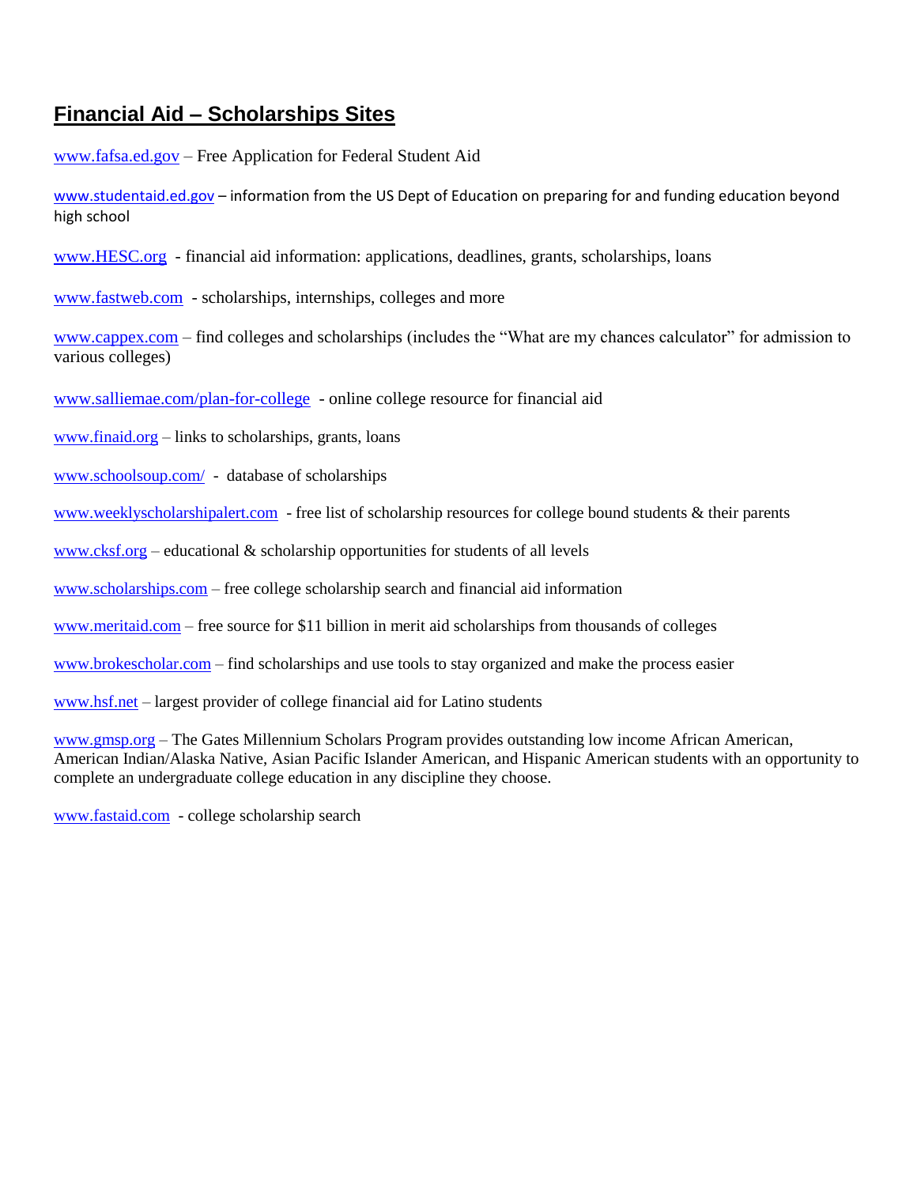# Financial Aid – Scholarships Sites

www.fafsa.ed.gov – Free Application for Federal Student Aid

www.studentaid.ed.gov – information from the US Dept of Education on preparing for and funding education beyond high school

www.HESC.org - financial aid information: applications, deadlines, grants, scholarships, loans

www.fastweb.com - scholarships, internships, colleges and more

www.cappex.com – find colleges and scholarships (includes the "What are my chances calculator" for admission to various colleges)

www.salliemae.com/plan-for-college - online college resource for financial aid

www.finaid.org – links to scholarships, grants, loans

www.schoolsoup.com/ - database of scholarships

www.weeklyscholarshipalert.com - free list of scholarship resources for college bound students & their parents

www.cksf.org – educational & scholarship opportunities for students of all levels

www.scholarships.com – free college scholarship search and financial aid information

www.meritaid.com – free source for $11 billion in merit aid scholarships from thousands of colleges

www.brokescholar.com – find scholarships and use tools to stay organized and make the process easier

www.hsf.net – largest provider of college financial aid for Latino students

www.gmsp.org – The Gates Millennium Scholars Program provides outstanding low income African American, American Indian/Alaska Native, Asian Pacific Islander American, and Hispanic American students with an opportunity to complete an undergraduate college education in any discipline they choose.

www.fastaid.com - college scholarship search